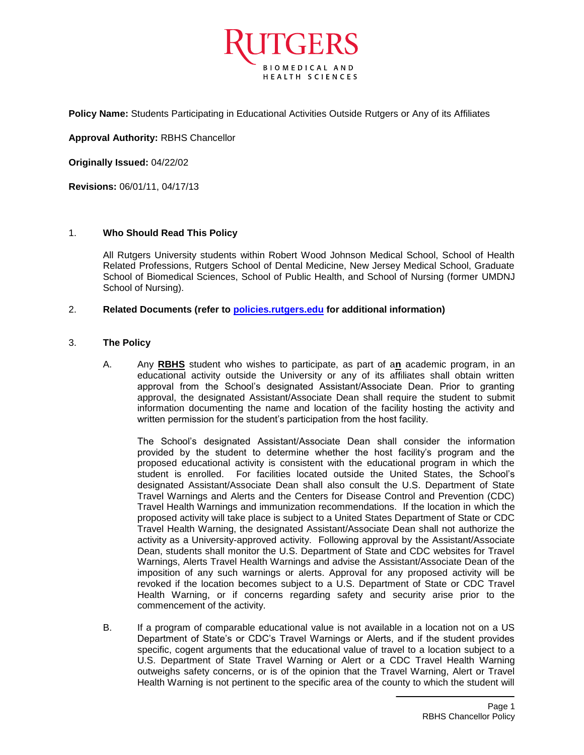**Policy Name:** Students Participating in Educational Activities Outside Rutgers or Any of its Affiliates

**Approval Authority:** RBHS Chancellor

**Originally Issued:** 04/22/02

**Revisions:** 06/01/11, 04/17/13

1. **Who Should Read This Policy**

   All Rutgers University students within Robert Wood Johnson Medical School, School of Health Related Professions, Rutgers School of Dental Medicine, New Jersey Medical School, Graduate School of Biomedical Sciences, School of Public Health, and School of Nursing (former UMDNJ School of Nursing).

2. **Related Documents (refer to [policies.rutgers.edu](policies.rutgers.edu) for additional information)**

3. **The Policy**

   A. Any **RBHS** student who wishes to participate, as part of a**n** academic program, in an educational activity outside the University or any of its affiliates shall obtain written approval from the School's designated Assistant/Associate Dean. Prior to granting approval, the designated Assistant/Associate Dean shall require the student to submit information documenting the name and location of the facility hosting the activity and written permission for the student's participation from the host facility.

   The School's designated Assistant/Associate Dean shall consider the information provided by the student to determine whether the host facility's program and the proposed educational activity is consistent with the educational program in which the student is enrolled. For facilities located outside the United States, the School's designated Assistant/Associate Dean shall also consult the U.S. Department of State Travel Warnings and Alerts and the Centers for Disease Control and Prevention (CDC) Travel Health Warnings and immunization recommendations. If the location in which the proposed activity will take place is subject to a United States Department of State or CDC Travel Health Warning, the designated Assistant/Associate Dean shall not authorize the activity as a University-approved activity. Following approval by the Assistant/Associate Dean, students shall monitor the U.S. Department of State and CDC websites for Travel Warnings, Alerts Travel Health Warnings and advise the Assistant/Associate Dean of the imposition of any such warnings or alerts. Approval for any proposed activity will be revoked if the location becomes subject to a U.S. Department of State or CDC Travel Health Warning, or if concerns regarding safety and security arise prior to the commencement of the activity.

   B. If a program of comparable educational value is not available in a location not on a US Department of State's or CDC's Travel Warnings or Alerts, and if the student provides specific, cogent arguments that the educational value of travel to a location subject to a U.S. Department of State Travel Warning or Alert or a CDC Travel Health Warning outweighs safety concerns, or is of the opinion that the Travel Warning, Alert or Travel Health Warning is not pertinent to the specific area of the county to which the student will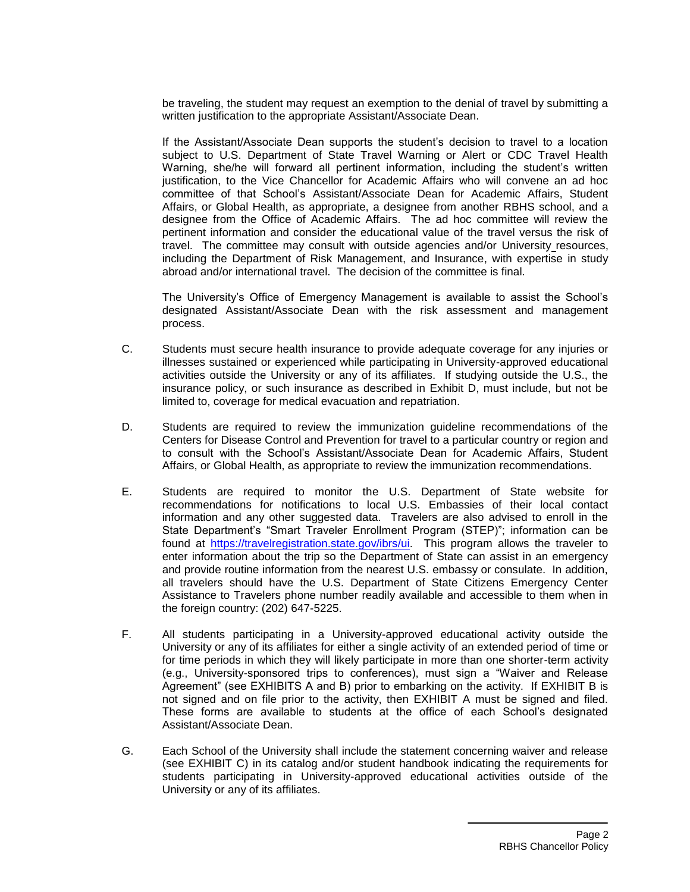be traveling, the student may request an exemption to the denial of travel by submitting a written justification to the appropriate Assistant/Associate Dean.

If the Assistant/Associate Dean supports the student's decision to travel to a location subject to U.S. Department of State Travel Warning or Alert or CDC Travel Health Warning, she/he will forward all pertinent information, including the student's written justification, to the Vice Chancellor for Academic Affairs who will convene an ad hoc committee of that School's Assistant/Associate Dean for Academic Affairs, Student Affairs, or Global Health, as appropriate, a designee from another RBHS school, and a designee from the Office of Academic Affairs. The ad hoc committee will review the pertinent information and consider the educational value of the travel versus the risk of travel. The committee may consult with outside agencies and/or University resources, including the Department of Risk Management, and Insurance, with expertise in study abroad and/or international travel. The decision of the committee is final.

The University's Office of Emergency Management is available to assist the School's designated Assistant/Associate Dean with the risk assessment and management process.

C. Students must secure health insurance to provide adequate coverage for any injuries or illnesses sustained or experienced while participating in University-approved educational activities outside the University or any of its affiliates. If studying outside the U.S., the insurance policy, or such insurance as described in Exhibit D, must include, but not be limited to, coverage for medical evacuation and repatriation.

D. Students are required to review the immunization guideline recommendations of the Centers for Disease Control and Prevention for travel to a particular country or region and to consult with the School's Assistant/Associate Dean for Academic Affairs, Student Affairs, or Global Health, as appropriate to review the immunization recommendations.

E. Students are required to monitor the U.S. Department of State website for recommendations for notifications to local U.S. Embassies of their local contact information and any other suggested data. Travelers are also advised to enroll in the State Department's "Smart Traveler Enrollment Program (STEP)"; information can be found at https://travelregistration.state.gov/ibrs/ui. This program allows the traveler to enter information about the trip so the Department of State can assist in an emergency and provide routine information from the nearest U.S. embassy or consulate. In addition, all travelers should have the U.S. Department of State Citizens Emergency Center Assistance to Travelers phone number readily available and accessible to them when in the foreign country: (202) 647-5225.

F. All students participating in a University-approved educational activity outside the University or any of its affiliates for either a single activity of an extended period of time or for time periods in which they will likely participate in more than one shorter-term activity (e.g., University-sponsored trips to conferences), must sign a "Waiver and Release Agreement" (see EXHIBITS A and B) prior to embarking on the activity. If EXHIBIT B is not signed and on file prior to the activity, then EXHIBIT A must be signed and filed. These forms are available to students at the office of each School's designated Assistant/Associate Dean.

G. Each School of the University shall include the statement concerning waiver and release (see EXHIBIT C) in its catalog and/or student handbook indicating the requirements for students participating in University-approved educational activities outside of the University or any of its affiliates.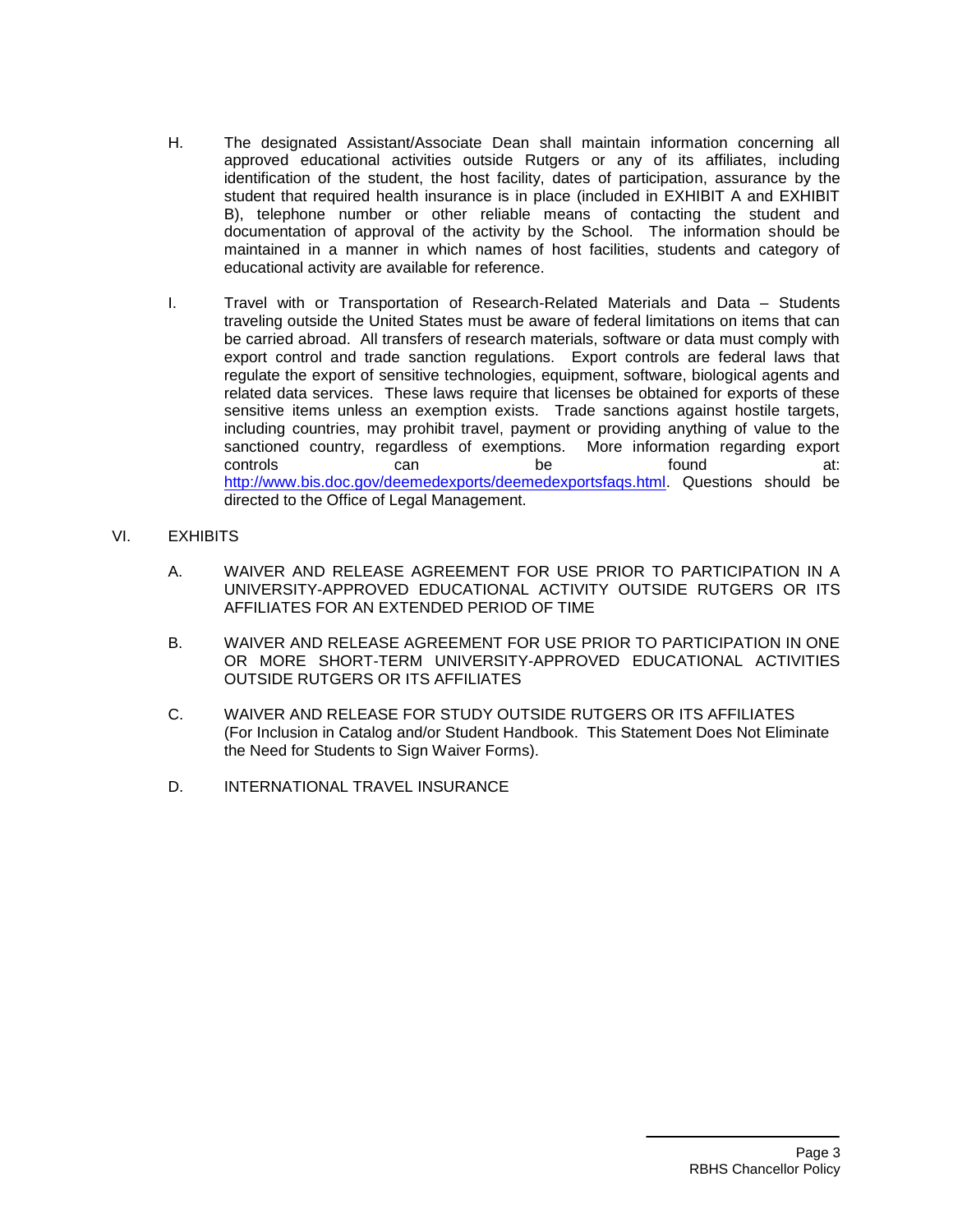H. The designated Assistant/Associate Dean shall maintain information concerning all approved educational activities outside Rutgers or any of its affiliates, including identification of the student, the host facility, dates of participation, assurance by the student that required health insurance is in place (included in EXHIBIT A and EXHIBIT B), telephone number or other reliable means of contacting the student and documentation of approval of the activity by the School. The information should be maintained in a manner in which names of host facilities, students and category of educational activity are available for reference.

I. Travel with or Transportation of Research-Related Materials and Data – Students traveling outside the United States must be aware of federal limitations on items that can be carried abroad. All transfers of research materials, software or data must comply with export control and trade sanction regulations. Export controls are federal laws that regulate the export of sensitive technologies, equipment, software, biological agents and related data services. These laws require that licenses be obtained for exports of these sensitive items unless an exemption exists. Trade sanctions against hostile targets, including countries, may prohibit travel, payment or providing anything of value to the sanctioned country, regardless of exemptions. More information regarding export controls can be found at: [http://www.bis.doc.gov/deemedexports/deemedexportsfaqs.html](http://www.bis.doc.gov/deemedexports/deemedexportsfaqs.html). Questions should be directed to the Office of Legal Management.

## VI. EXHIBITS

A. WAIVER AND RELEASE AGREEMENT FOR USE PRIOR TO PARTICIPATION IN A UNIVERSITY-APPROVED EDUCATIONAL ACTIVITY OUTSIDE RUTGERS OR ITS AFFILIATES FOR AN EXTENDED PERIOD OF TIME

B. WAIVER AND RELEASE AGREEMENT FOR USE PRIOR TO PARTICIPATION IN ONE OR MORE SHORT-TERM UNIVERSITY-APPROVED EDUCATIONAL ACTIVITIES OUTSIDE RUTGERS OR ITS AFFILIATES

C. WAIVER AND RELEASE FOR STUDY OUTSIDE RUTGERS OR ITS AFFILIATES (For Inclusion in Catalog and/or Student Handbook. This Statement Does Not Eliminate the Need for Students to Sign Waiver Forms).

D. INTERNATIONAL TRAVEL INSURANCE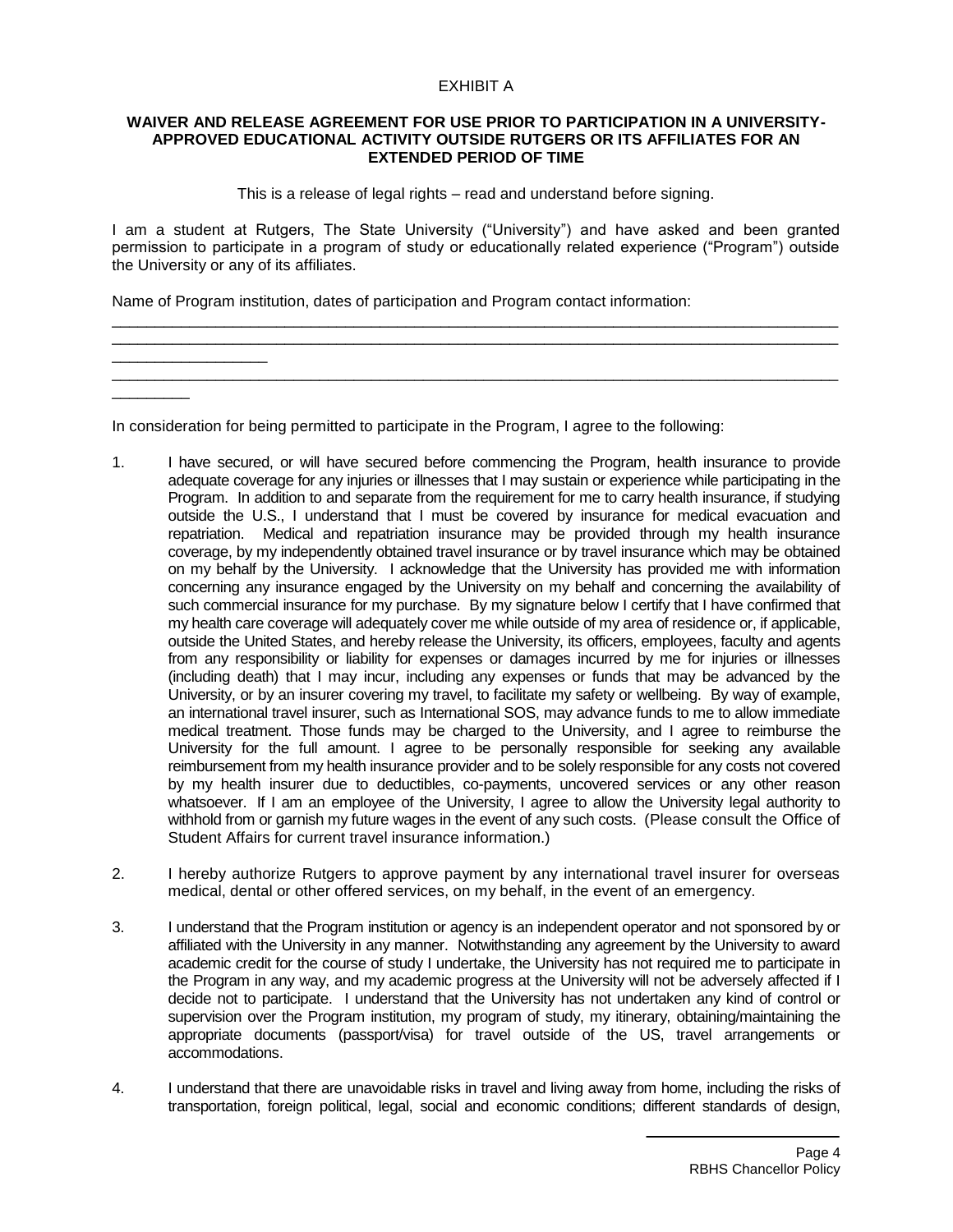EXHIBIT A

**WAIVER AND RELEASE AGREEMENT FOR USE PRIOR TO PARTICIPATION IN A UNIVERSITY-APPROVED EDUCATIONAL ACTIVITY OUTSIDE RUTGERS OR ITS AFFILIATES FOR AN EXTENDED PERIOD OF TIME**

This is a release of legal rights – read and understand before signing.

I am a student at Rutgers, The State University ("University") and have asked and been granted permission to participate in a program of study or educationally related experience ("Program") outside the University or any of its affiliates.

Name of Program institution, dates of participation and Program contact information:

\_\_\_\_\_\_\_\_\_\_\_\_\_\_\_\_\_\_\_\_\_\_\_\_\_\_\_\_\_\_\_\_\_\_\_\_\_\_\_\_\_\_\_\_\_\_\_\_\_\_\_\_\_\_\_\_\_\_\_\_\_\_\_\_\_\_\_\_\_\_\_\_\_\_\_\_\_\_\_\_\_\_\_\_
\_\_\_\_\_\_\_\_\_\_\_\_\_\_\_\_\_\_\_\_\_\_\_\_\_\_\_\_\_\_\_\_\_\_\_\_\_\_\_\_\_\_\_\_\_\_\_\_\_\_\_\_\_\_\_\_\_\_\_\_\_\_\_\_\_\_\_\_\_\_\_\_\_\_\_\_\_\_\_\_\_\_\_\_\_\_\_\_\_\_\_\_\_\_\_\_\_\_\_\_\_\_\_\_\_\_\_
\_\_\_\_\_\_\_\_\_\_\_\_\_\_\_\_\_\_\_\_\_\_\_\_\_\_\_\_\_\_\_\_\_\_\_\_\_\_\_\_\_\_\_\_\_\_\_\_\_\_\_\_\_\_\_\_\_\_\_\_\_\_\_\_\_\_\_\_\_\_\_\_\_\_\_\_\_\_\_\_\_\_\_\_\_\_\_\_\_\_\_\_\_\_\_\_

In consideration for being permitted to participate in the Program, I agree to the following:

1. I have secured, or will have secured before commencing the Program, health insurance to provide adequate coverage for any injuries or illnesses that I may sustain or experience while participating in the Program. In addition to and separate from the requirement for me to carry health insurance, if studying outside the U.S., I understand that I must be covered by insurance for medical evacuation and repatriation. Medical and repatriation insurance may be provided through my health insurance coverage, by my independently obtained travel insurance or by travel insurance which may be obtained on my behalf by the University. I acknowledge that the University has provided me with information concerning any insurance engaged by the University on my behalf and concerning the availability of such commercial insurance for my purchase. By my signature below I certify that I have confirmed that my health care coverage will adequately cover me while outside of my area of residence or, if applicable, outside the United States, and hereby release the University, its officers, employees, faculty and agents from any responsibility or liability for expenses or damages incurred by me for injuries or illnesses (including death) that I may incur, including any expenses or funds that may be advanced by the University, or by an insurer covering my travel, to facilitate my safety or wellbeing. By way of example, an international travel insurer, such as International SOS, may advance funds to me to allow immediate medical treatment. Those funds may be charged to the University, and I agree to reimburse the University for the full amount. I agree to be personally responsible for seeking any available reimbursement from my health insurance provider and to be solely responsible for any costs not covered by my health insurer due to deductibles, co-payments, uncovered services or any other reason whatsoever. If I am an employee of the University, I agree to allow the University legal authority to withhold from or garnish my future wages in the event of any such costs. (Please consult the Office of Student Affairs for current travel insurance information.)

2. I hereby authorize Rutgers to approve payment by any international travel insurer for overseas medical, dental or other offered services, on my behalf, in the event of an emergency.

3. I understand that the Program institution or agency is an independent operator and not sponsored by or affiliated with the University in any manner. Notwithstanding any agreement by the University to award academic credit for the course of study I undertake, the University has not required me to participate in the Program in any way, and my academic progress at the University will not be adversely affected if I decide not to participate. I understand that the University has not undertaken any kind of control or supervision over the Program institution, my program of study, my itinerary, obtaining/maintaining the appropriate documents (passport/visa) for travel outside of the US, travel arrangements or accommodations.

4. I understand that there are unavoidable risks in travel and living away from home, including the risks of transportation, foreign political, legal, social and economic conditions; different standards of design,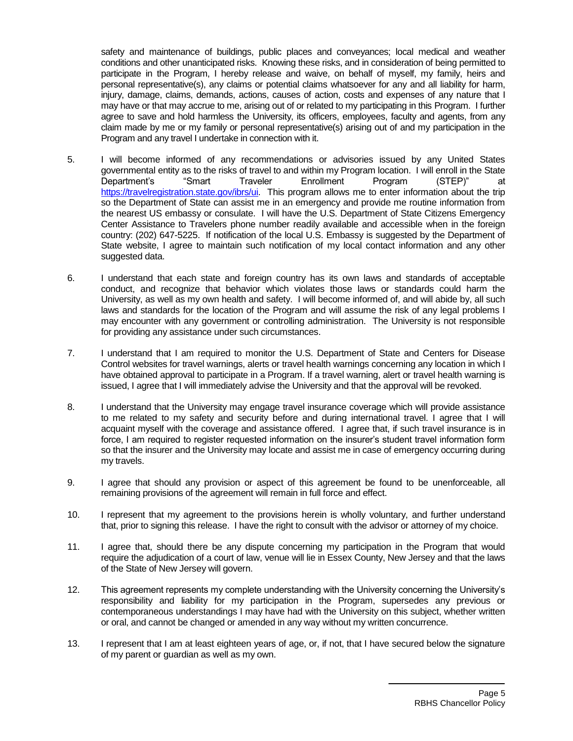safety and maintenance of buildings, public places and conveyances; local medical and weather conditions and other unanticipated risks. Knowing these risks, and in consideration of being permitted to participate in the Program, I hereby release and waive, on behalf of myself, my family, heirs and personal representative(s), any claims or potential claims whatsoever for any and all liability for harm, injury, damage, claims, demands, actions, causes of action, costs and expenses of any nature that I may have or that may accrue to me, arising out of or related to my participating in this Program. I further agree to save and hold harmless the University, its officers, employees, faculty and agents, from any claim made by me or my family or personal representative(s) arising out of and my participation in the Program and any travel I undertake in connection with it.

5. I will become informed of any recommendations or advisories issued by any United States governmental entity as to the risks of travel to and within my Program location. I will enroll in the State Department's "Smart Traveler Enrollment Program (STEP)" at https://travelregistration.state.gov/ibrs/ui. This program allows me to enter information about the trip so the Department of State can assist me in an emergency and provide me routine information from the nearest US embassy or consulate. I will have the U.S. Department of State Citizens Emergency Center Assistance to Travelers phone number readily available and accessible when in the foreign country: (202) 647-5225. If notification of the local U.S. Embassy is suggested by the Department of State website, I agree to maintain such notification of my local contact information and any other suggested data.

6. I understand that each state and foreign country has its own laws and standards of acceptable conduct, and recognize that behavior which violates those laws or standards could harm the University, as well as my own health and safety. I will become informed of, and will abide by, all such laws and standards for the location of the Program and will assume the risk of any legal problems I may encounter with any government or controlling administration. The University is not responsible for providing any assistance under such circumstances.

7. I understand that I am required to monitor the U.S. Department of State and Centers for Disease Control websites for travel warnings, alerts or travel health warnings concerning any location in which I have obtained approval to participate in a Program. If a travel warning, alert or travel health warning is issued, I agree that I will immediately advise the University and that the approval will be revoked.

8. I understand that the University may engage travel insurance coverage which will provide assistance to me related to my safety and security before and during international travel. I agree that I will acquaint myself with the coverage and assistance offered. I agree that, if such travel insurance is in force, I am required to register requested information on the insurer's student travel information form so that the insurer and the University may locate and assist me in case of emergency occurring during my travels.

9. I agree that should any provision or aspect of this agreement be found to be unenforceable, all remaining provisions of the agreement will remain in full force and effect.

10. I represent that my agreement to the provisions herein is wholly voluntary, and further understand that, prior to signing this release. I have the right to consult with the advisor or attorney of my choice.

11. I agree that, should there be any dispute concerning my participation in the Program that would require the adjudication of a court of law, venue will lie in Essex County, New Jersey and that the laws of the State of New Jersey will govern.

12. This agreement represents my complete understanding with the University concerning the University's responsibility and liability for my participation in the Program, supersedes any previous or contemporaneous understandings I may have had with the University on this subject, whether written or oral, and cannot be changed or amended in any way without my written concurrence.

13. I represent that I am at least eighteen years of age, or, if not, that I have secured below the signature of my parent or guardian as well as my own.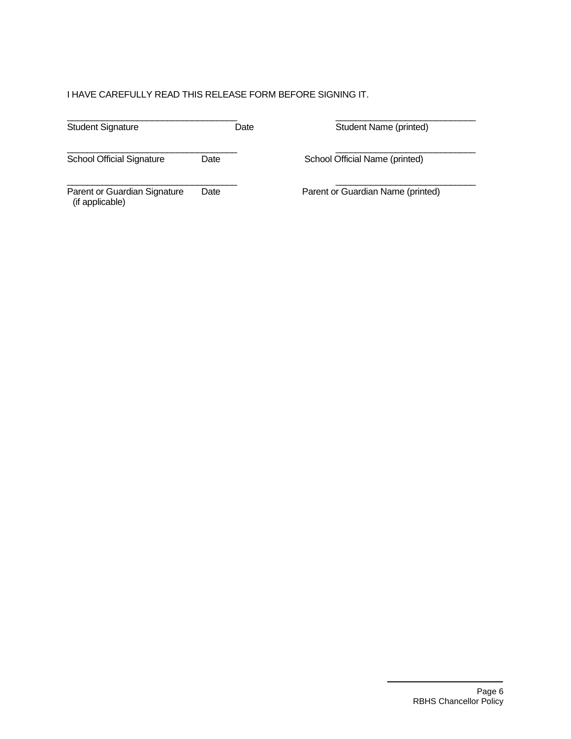I HAVE CAREFULLY READ THIS RELEASE FORM BEFORE SIGNING IT.

| ___________________________________ | | ____________________________ |
|---|---|---|
| Student Signature | Date | Student Name (printed) |
| ___________________________________ | | ____________________________ |
| School Official Signature | Date | School Official Name (printed) |
| ___________________________________ | | ____________________________ |
| Parent or Guardian Signature (if applicable) | Date | Parent or Guardian Name (printed) |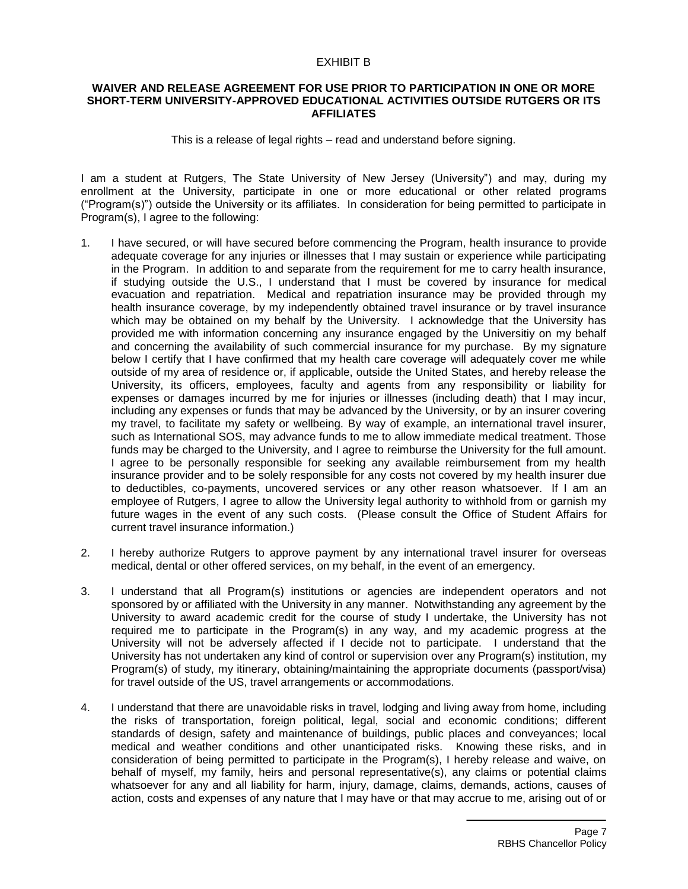EXHIBIT B

**WAIVER AND RELEASE AGREEMENT FOR USE PRIOR TO PARTICIPATION IN ONE OR MORE SHORT-TERM UNIVERSITY-APPROVED EDUCATIONAL ACTIVITIES OUTSIDE RUTGERS OR ITS AFFILIATES**

This is a release of legal rights – read and understand before signing.

I am a student at Rutgers, The State University of New Jersey (University") and may, during my enrollment at the University, participate in one or more educational or other related programs ("Program(s)") outside the University or its affiliates. In consideration for being permitted to participate in Program(s), I agree to the following:

1. I have secured, or will have secured before commencing the Program, health insurance to provide adequate coverage for any injuries or illnesses that I may sustain or experience while participating in the Program. In addition to and separate from the requirement for me to carry health insurance, if studying outside the U.S., I understand that I must be covered by insurance for medical evacuation and repatriation. Medical and repatriation insurance may be provided through my health insurance coverage, by my independently obtained travel insurance or by travel insurance which may be obtained on my behalf by the University. I acknowledge that the University has provided me with information concerning any insurance engaged by the Universitiy on my behalf and concerning the availability of such commercial insurance for my purchase. By my signature below I certify that I have confirmed that my health care coverage will adequately cover me while outside of my area of residence or, if applicable, outside the United States, and hereby release the University, its officers, employees, faculty and agents from any responsibility or liability for expenses or damages incurred by me for injuries or illnesses (including death) that I may incur, including any expenses or funds that may be advanced by the University, or by an insurer covering my travel, to facilitate my safety or wellbeing. By way of example, an international travel insurer, such as International SOS, may advance funds to me to allow immediate medical treatment. Those funds may be charged to the University, and I agree to reimburse the University for the full amount. I agree to be personally responsible for seeking any available reimbursement from my health insurance provider and to be solely responsible for any costs not covered by my health insurer due to deductibles, co-payments, uncovered services or any other reason whatsoever. If I am an employee of Rutgers, I agree to allow the University legal authority to withhold from or garnish my future wages in the event of any such costs. (Please consult the Office of Student Affairs for current travel insurance information.)

2. I hereby authorize Rutgers to approve payment by any international travel insurer for overseas medical, dental or other offered services, on my behalf, in the event of an emergency.

3. I understand that all Program(s) institutions or agencies are independent operators and not sponsored by or affiliated with the University in any manner. Notwithstanding any agreement by the University to award academic credit for the course of study I undertake, the University has not required me to participate in the Program(s) in any way, and my academic progress at the University will not be adversely affected if I decide not to participate. I understand that the University has not undertaken any kind of control or supervision over any Program(s) institution, my Program(s) of study, my itinerary, obtaining/maintaining the appropriate documents (passport/visa) for travel outside of the US, travel arrangements or accommodations.

4. I understand that there are unavoidable risks in travel, lodging and living away from home, including the risks of transportation, foreign political, legal, social and economic conditions; different standards of design, safety and maintenance of buildings, public places and conveyances; local medical and weather conditions and other unanticipated risks. Knowing these risks, and in consideration of being permitted to participate in the Program(s), I hereby release and waive, on behalf of myself, my family, heirs and personal representative(s), any claims or potential claims whatsoever for any and all liability for harm, injury, damage, claims, demands, actions, causes of action, costs and expenses of any nature that I may have or that may accrue to me, arising out of or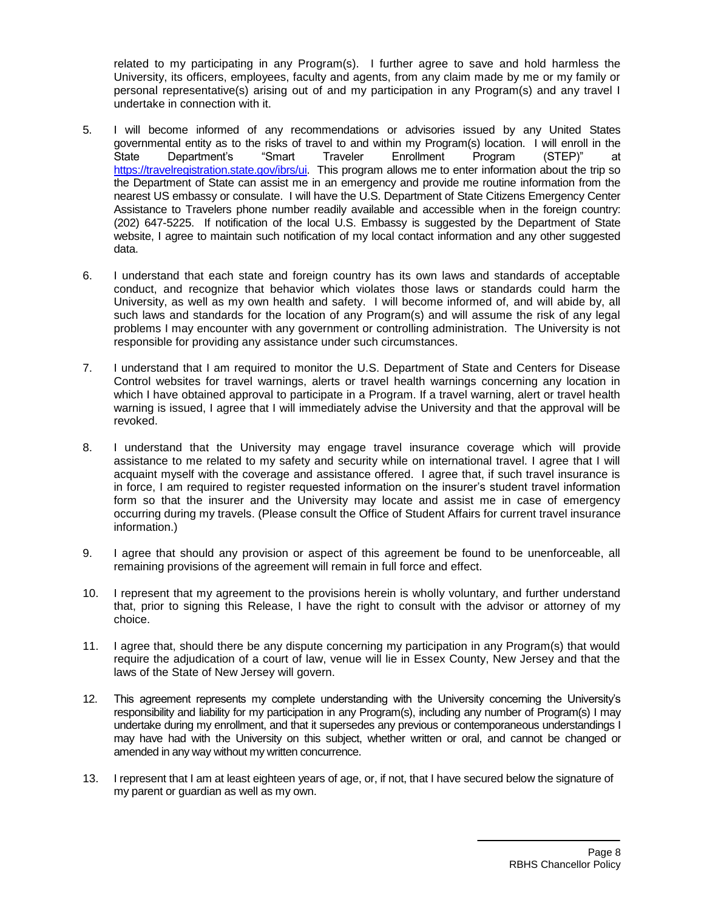related to my participating in any Program(s). I further agree to save and hold harmless the University, its officers, employees, faculty and agents, from any claim made by me or my family or personal representative(s) arising out of and my participation in any Program(s) and any travel I undertake in connection with it.

5. I will become informed of any recommendations or advisories issued by any United States governmental entity as to the risks of travel to and within my Program(s) location. I will enroll in the State Department's "Smart Traveler Enrollment Program (STEP)" at [https://travelregistration.state.gov/ibrs/ui](https://travelregistration.state.gov/ibrs/ui). This program allows me to enter information about the trip so the Department of State can assist me in an emergency and provide me routine information from the nearest US embassy or consulate. I will have the U.S. Department of State Citizens Emergency Center Assistance to Travelers phone number readily available and accessible when in the foreign country: (202) 647-5225. If notification of the local U.S. Embassy is suggested by the Department of State website, I agree to maintain such notification of my local contact information and any other suggested data.

6. I understand that each state and foreign country has its own laws and standards of acceptable conduct, and recognize that behavior which violates those laws or standards could harm the University, as well as my own health and safety. I will become informed of, and will abide by, all such laws and standards for the location of any Program(s) and will assume the risk of any legal problems I may encounter with any government or controlling administration. The University is not responsible for providing any assistance under such circumstances.

7. I understand that I am required to monitor the U.S. Department of State and Centers for Disease Control websites for travel warnings, alerts or travel health warnings concerning any location in which I have obtained approval to participate in a Program. If a travel warning, alert or travel health warning is issued, I agree that I will immediately advise the University and that the approval will be revoked.

8. I understand that the University may engage travel insurance coverage which will provide assistance to me related to my safety and security while on international travel. I agree that I will acquaint myself with the coverage and assistance offered. I agree that, if such travel insurance is in force, I am required to register requested information on the insurer's student travel information form so that the insurer and the University may locate and assist me in case of emergency occurring during my travels. (Please consult the Office of Student Affairs for current travel insurance information.)

9. I agree that should any provision or aspect of this agreement be found to be unenforceable, all remaining provisions of the agreement will remain in full force and effect.

10. I represent that my agreement to the provisions herein is wholly voluntary, and further understand that, prior to signing this Release, I have the right to consult with the advisor or attorney of my choice.

11. I agree that, should there be any dispute concerning my participation in any Program(s) that would require the adjudication of a court of law, venue will lie in Essex County, New Jersey and that the laws of the State of New Jersey will govern.

12. This agreement represents my complete understanding with the University concerning the University's responsibility and liability for my participation in any Program(s), including any number of Program(s) I may undertake during my enrollment, and that it supersedes any previous or contemporaneous understandings I may have had with the University on this subject, whether written or oral, and cannot be changed or amended in any way without my written concurrence.

13. I represent that I am at least eighteen years of age, or, if not, that I have secured below the signature of my parent or guardian as well as my own.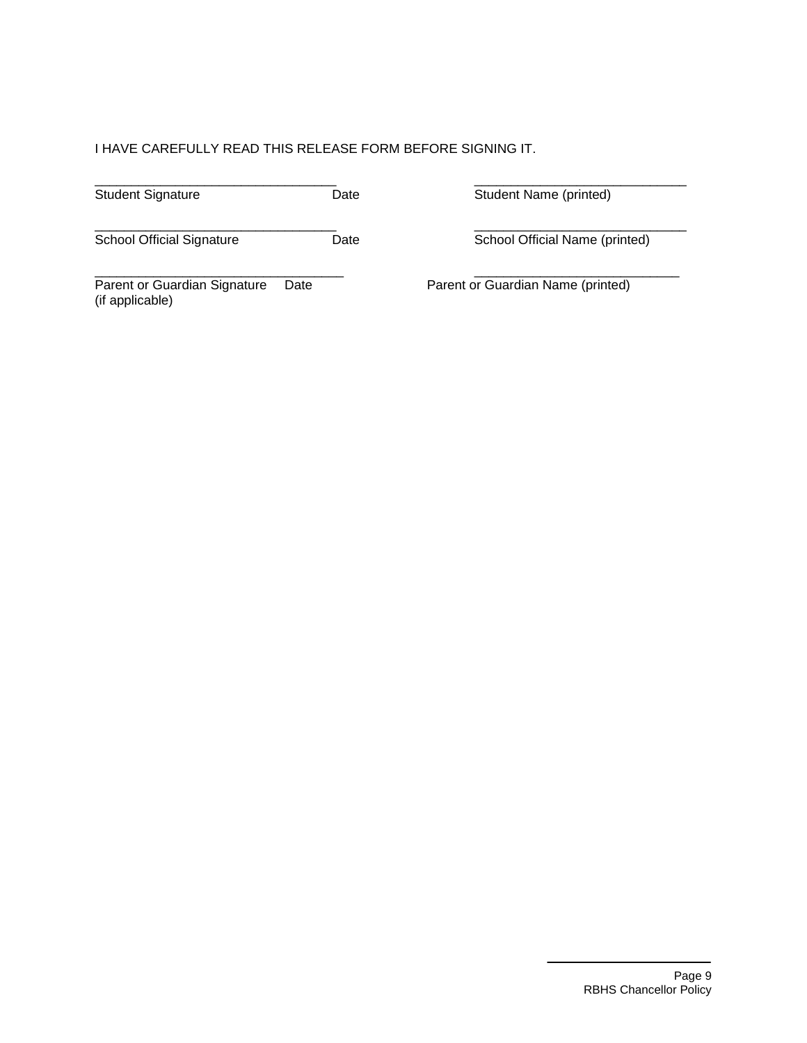I HAVE CAREFULLY READ THIS RELEASE FORM BEFORE SIGNING IT.

| ___________________________________ | | ______________________________ |
|---|---|---|
| Student Signature | Date | Student Name (printed) |
| ___________________________________ | | ______________________________ |
| School Official Signature | Date | School Official Name (printed) |
| ___________________________________ | | ______________________________ |
| Parent or Guardian Signature (if applicable) | Date | Parent or Guardian Name (printed) |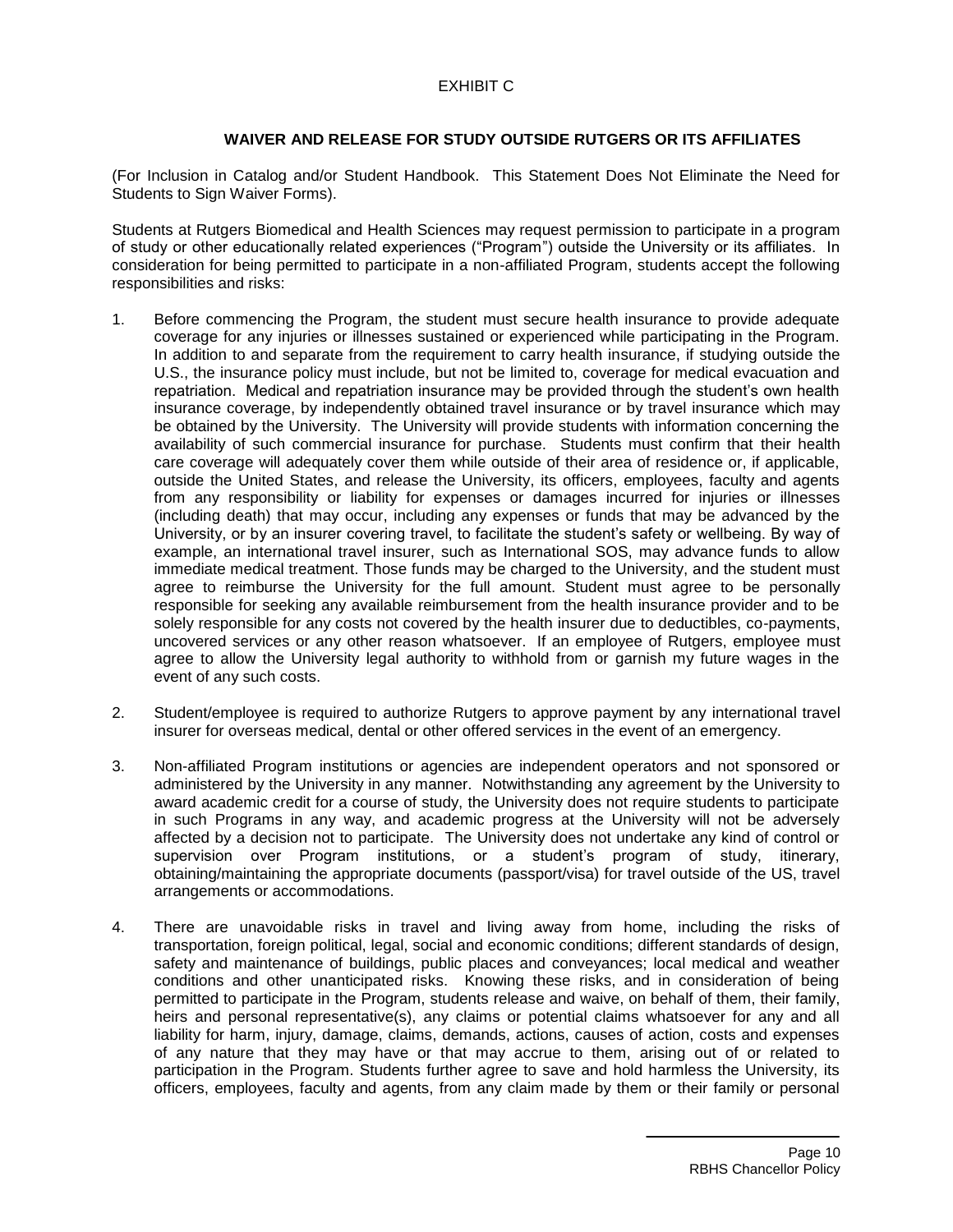EXHIBIT C

## WAIVER AND RELEASE FOR STUDY OUTSIDE RUTGERS OR ITS AFFILIATES

(For Inclusion in Catalog and/or Student Handbook. This Statement Does Not Eliminate the Need for Students to Sign Waiver Forms).

Students at Rutgers Biomedical and Health Sciences may request permission to participate in a program of study or other educationally related experiences ("Program") outside the University or its affiliates. In consideration for being permitted to participate in a non-affiliated Program, students accept the following responsibilities and risks:

1. Before commencing the Program, the student must secure health insurance to provide adequate coverage for any injuries or illnesses sustained or experienced while participating in the Program. In addition to and separate from the requirement to carry health insurance, if studying outside the U.S., the insurance policy must include, but not be limited to, coverage for medical evacuation and repatriation. Medical and repatriation insurance may be provided through the student's own health insurance coverage, by independently obtained travel insurance or by travel insurance which may be obtained by the University. The University will provide students with information concerning the availability of such commercial insurance for purchase. Students must confirm that their health care coverage will adequately cover them while outside of their area of residence or, if applicable, outside the United States, and release the University, its officers, employees, faculty and agents from any responsibility or liability for expenses or damages incurred for injuries or illnesses (including death) that may occur, including any expenses or funds that may be advanced by the University, or by an insurer covering travel, to facilitate the student's safety or wellbeing. By way of example, an international travel insurer, such as International SOS, may advance funds to allow immediate medical treatment. Those funds may be charged to the University, and the student must agree to reimburse the University for the full amount. Student must agree to be personally responsible for seeking any available reimbursement from the health insurance provider and to be solely responsible for any costs not covered by the health insurer due to deductibles, co-payments, uncovered services or any other reason whatsoever. If an employee of Rutgers, employee must agree to allow the University legal authority to withhold from or garnish my future wages in the event of any such costs.

2. Student/employee is required to authorize Rutgers to approve payment by any international travel insurer for overseas medical, dental or other offered services in the event of an emergency.

3. Non-affiliated Program institutions or agencies are independent operators and not sponsored or administered by the University in any manner. Notwithstanding any agreement by the University to award academic credit for a course of study, the University does not require students to participate in such Programs in any way, and academic progress at the University will not be adversely affected by a decision not to participate. The University does not undertake any kind of control or supervision over Program institutions, or a student's program of study, itinerary, obtaining/maintaining the appropriate documents (passport/visa) for travel outside of the US, travel arrangements or accommodations.

4. There are unavoidable risks in travel and living away from home, including the risks of transportation, foreign political, legal, social and economic conditions; different standards of design, safety and maintenance of buildings, public places and conveyances; local medical and weather conditions and other unanticipated risks. Knowing these risks, and in consideration of being permitted to participate in the Program, students release and waive, on behalf of them, their family, heirs and personal representative(s), any claims or potential claims whatsoever for any and all liability for harm, injury, damage, claims, demands, actions, causes of action, costs and expenses of any nature that they may have or that may accrue to them, arising out of or related to participation in the Program. Students further agree to save and hold harmless the University, its officers, employees, faculty and agents, from any claim made by them or their family or personal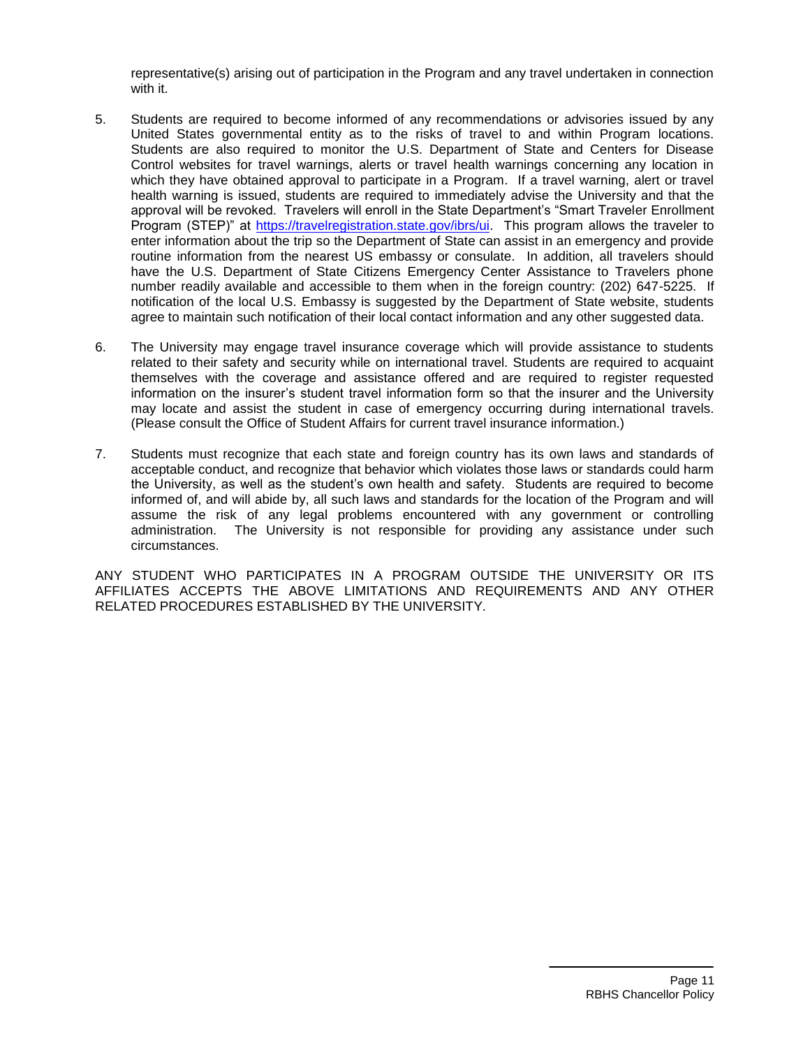representative(s) arising out of participation in the Program and any travel undertaken in connection with it.

5. Students are required to become informed of any recommendations or advisories issued by any United States governmental entity as to the risks of travel to and within Program locations. Students are also required to monitor the U.S. Department of State and Centers for Disease Control websites for travel warnings, alerts or travel health warnings concerning any location in which they have obtained approval to participate in a Program. If a travel warning, alert or travel health warning is issued, students are required to immediately advise the University and that the approval will be revoked. Travelers will enroll in the State Department's "Smart Traveler Enrollment Program (STEP)" at [https://travelregistration.state.gov/ibrs/ui](https://travelregistration.state.gov/ibrs/ui). This program allows the traveler to enter information about the trip so the Department of State can assist in an emergency and provide routine information from the nearest US embassy or consulate. In addition, all travelers should have the U.S. Department of State Citizens Emergency Center Assistance to Travelers phone number readily available and accessible to them when in the foreign country: (202) 647-5225. If notification of the local U.S. Embassy is suggested by the Department of State website, students agree to maintain such notification of their local contact information and any other suggested data.

6. The University may engage travel insurance coverage which will provide assistance to students related to their safety and security while on international travel. Students are required to acquaint themselves with the coverage and assistance offered and are required to register requested information on the insurer's student travel information form so that the insurer and the University may locate and assist the student in case of emergency occurring during international travels. (Please consult the Office of Student Affairs for current travel insurance information.)

7. Students must recognize that each state and foreign country has its own laws and standards of acceptable conduct, and recognize that behavior which violates those laws or standards could harm the University, as well as the student's own health and safety. Students are required to become informed of, and will abide by, all such laws and standards for the location of the Program and will assume the risk of any legal problems encountered with any government or controlling administration. The University is not responsible for providing any assistance under such circumstances.

ANY STUDENT WHO PARTICIPATES IN A PROGRAM OUTSIDE THE UNIVERSITY OR ITS AFFILIATES ACCEPTS THE ABOVE LIMITATIONS AND REQUIREMENTS AND ANY OTHER RELATED PROCEDURES ESTABLISHED BY THE UNIVERSITY.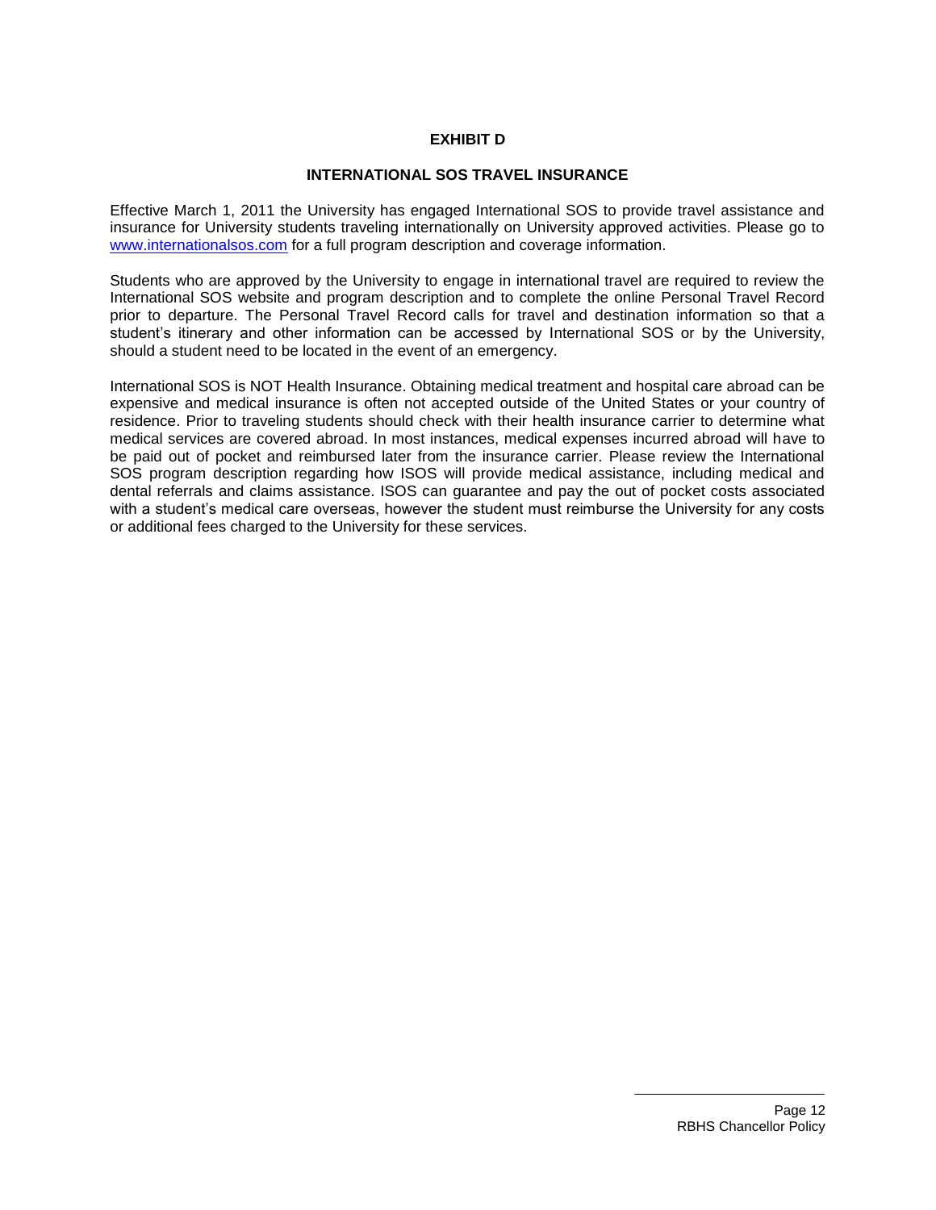# EXHIBIT D

## INTERNATIONAL SOS TRAVEL INSURANCE

Effective March 1, 2011 the University has engaged International SOS to provide travel assistance and insurance for University students traveling internationally on University approved activities. Please go to www.internationalsos.com for a full program description and coverage information.

Students who are approved by the University to engage in international travel are required to review the International SOS website and program description and to complete the online Personal Travel Record prior to departure. The Personal Travel Record calls for travel and destination information so that a student's itinerary and other information can be accessed by International SOS or by the University, should a student need to be located in the event of an emergency.

International SOS is NOT Health Insurance. Obtaining medical treatment and hospital care abroad can be expensive and medical insurance is often not accepted outside of the United States or your country of residence. Prior to traveling students should check with their health insurance carrier to determine what medical services are covered abroad. In most instances, medical expenses incurred abroad will have to be paid out of pocket and reimbursed later from the insurance carrier. Please review the International SOS program description regarding how ISOS will provide medical assistance, including medical and dental referrals and claims assistance. ISOS can guarantee and pay the out of pocket costs associated with a student's medical care overseas, however the student must reimburse the University for any costs or additional fees charged to the University for these services.